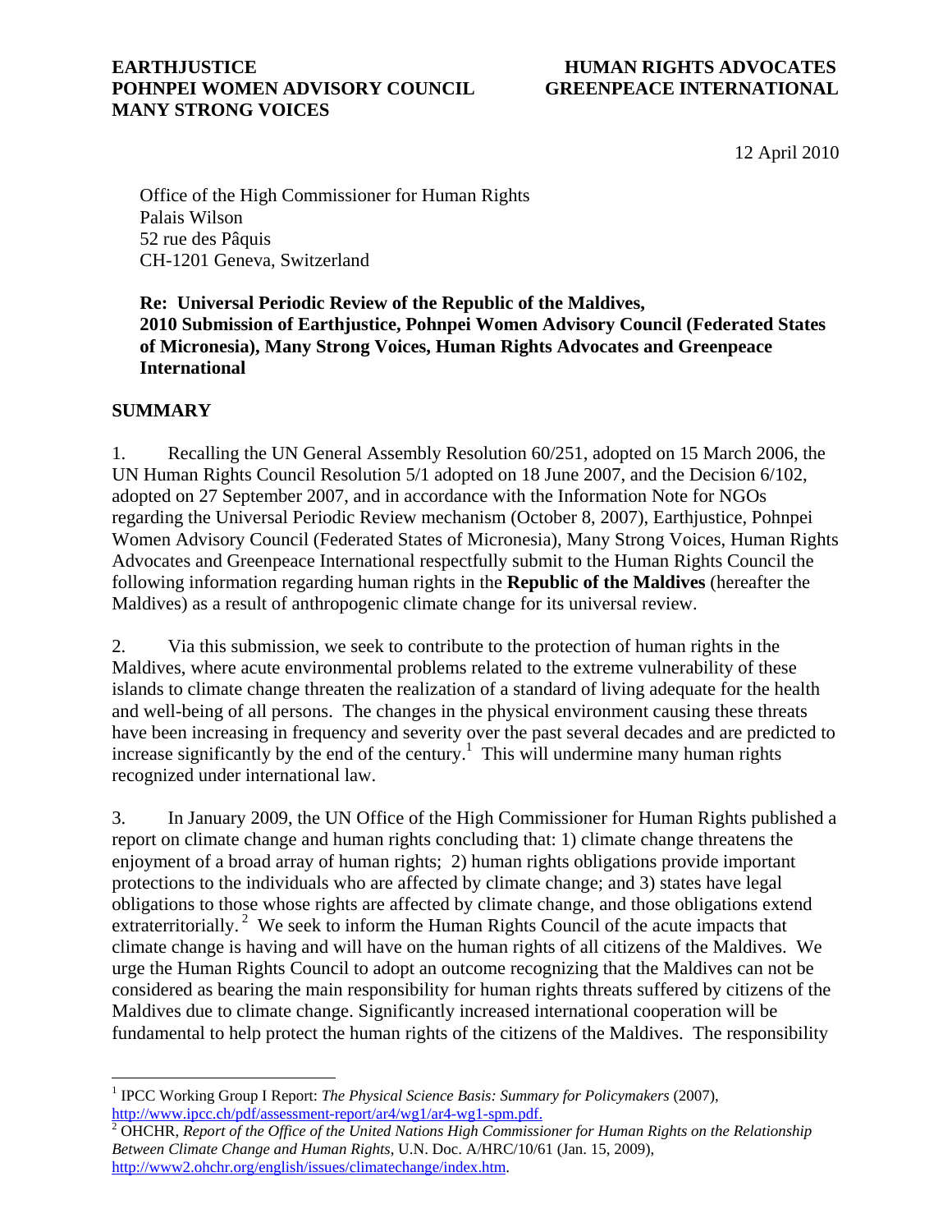**EARTHJUSTICE**
**POHNPEI WOMEN ADVISORY COUNCIL**
**MANY STRONG VOICES**

**HUMAN RIGHTS ADVOCATES**
**GREENPEACE INTERNATIONAL**

12 April 2010

Office of the High Commissioner for Human Rights
Palais Wilson
52 rue des Pâquis
CH-1201 Geneva, Switzerland

**Re: Universal Periodic Review of the Republic of the Maldives, 2010 Submission of Earthjustice, Pohnpei Women Advisory Council (Federated States of Micronesia), Many Strong Voices, Human Rights Advocates and Greenpeace International**

## SUMMARY

1. Recalling the UN General Assembly Resolution 60/251, adopted on 15 March 2006, the UN Human Rights Council Resolution 5/1 adopted on 18 June 2007, and the Decision 6/102, adopted on 27 September 2007, and in accordance with the Information Note for NGOs regarding the Universal Periodic Review mechanism (October 8, 2007), Earthjustice, Pohnpei Women Advisory Council (Federated States of Micronesia), Many Strong Voices, Human Rights Advocates and Greenpeace International respectfully submit to the Human Rights Council the following information regarding human rights in the **Republic of the Maldives** (hereafter the Maldives) as a result of anthropogenic climate change for its universal review.

2. Via this submission, we seek to contribute to the protection of human rights in the Maldives, where acute environmental problems related to the extreme vulnerability of these islands to climate change threaten the realization of a standard of living adequate for the health and well-being of all persons. The changes in the physical environment causing these threats have been increasing in frequency and severity over the past several decades and are predicted to increase significantly by the end of the century.[1] This will undermine many human rights recognized under international law.

3. In January 2009, the UN Office of the High Commissioner for Human Rights published a report on climate change and human rights concluding that: 1) climate change threatens the enjoyment of a broad array of human rights; 2) human rights obligations provide important protections to the individuals who are affected by climate change; and 3) states have legal obligations to those whose rights are affected by climate change, and those obligations extend extraterritorially.[2] We seek to inform the Human Rights Council of the acute impacts that climate change is having and will have on the human rights of all citizens of the Maldives. We urge the Human Rights Council to adopt an outcome recognizing that the Maldives can not be considered as bearing the main responsibility for human rights threats suffered by citizens of the Maldives due to climate change. Significantly increased international cooperation will be fundamental to help protect the human rights of the citizens of the Maldives. The responsibility

---

[1] IPCC Working Group I Report: *The Physical Science Basis: Summary for Policymakers* (2007), http://www.ipcc.ch/pdf/assessment-report/ar4/wg1/ar4-wg1-spm.pdf.

[2] OHCHR, *Report of the Office of the United Nations High Commissioner for Human Rights on the Relationship Between Climate Change and Human Rights*, U.N. Doc. A/HRC/10/61 (Jan. 15, 2009), http://www2.ohchr.org/english/issues/climatechange/index.htm.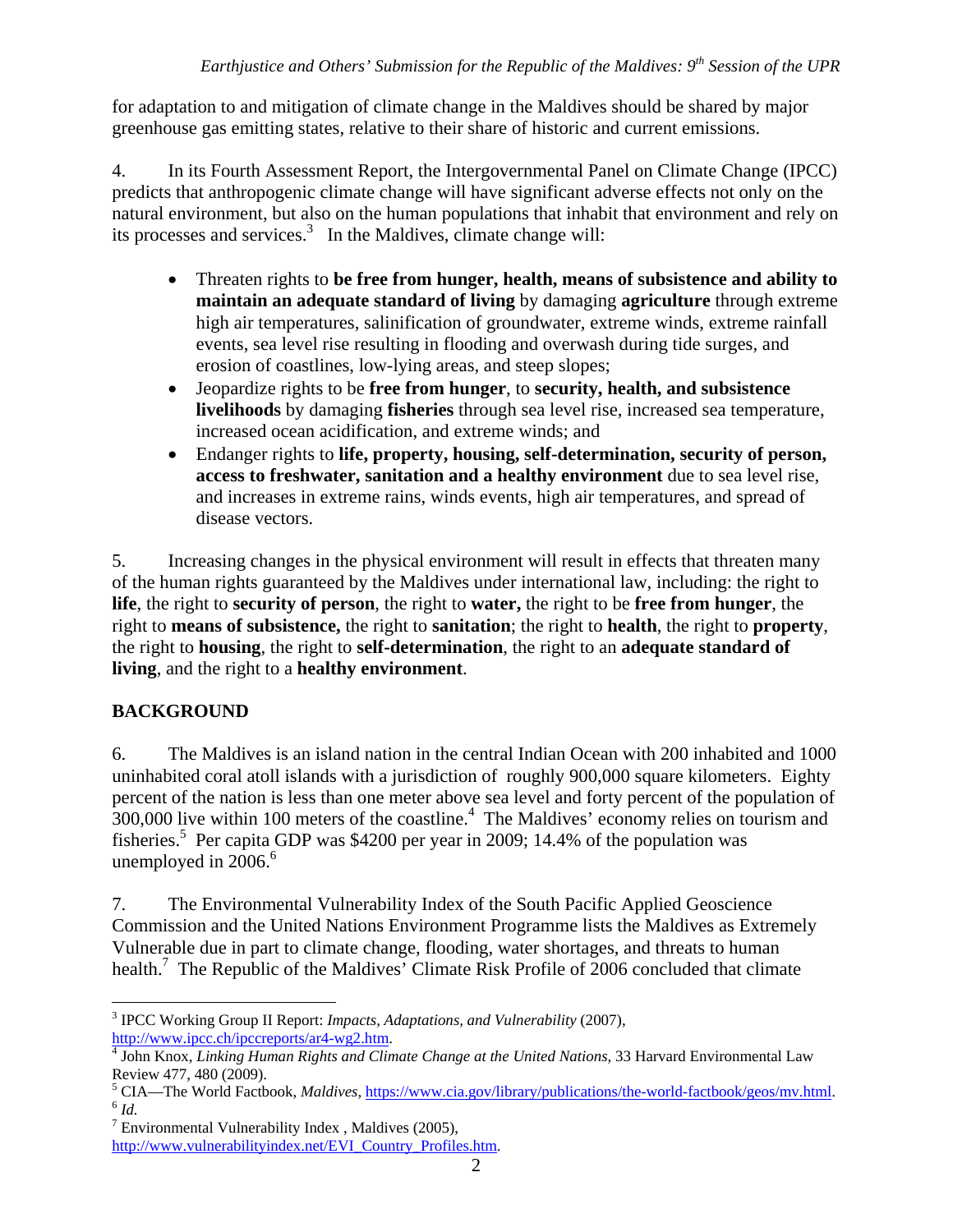for adaptation to and mitigation of climate change in the Maldives should be shared by major greenhouse gas emitting states, relative to their share of historic and current emissions.

4. In its Fourth Assessment Report, the Intergovernmental Panel on Climate Change (IPCC) predicts that anthropogenic climate change will have significant adverse effects not only on the natural environment, but also on the human populations that inhabit that environment and rely on its processes and services.[3] In the Maldives, climate change will:

- Threaten rights to **be free from hunger, health, means of subsistence and ability to maintain an adequate standard of living** by damaging **agriculture** through extreme high air temperatures, salinification of groundwater, extreme winds, extreme rainfall events, sea level rise resulting in flooding and overwash during tide surges, and erosion of coastlines, low-lying areas, and steep slopes;
- Jeopardize rights to be **free from hunger**, to **security, health, and subsistence livelihoods** by damaging **fisheries** through sea level rise, increased sea temperature, increased ocean acidification, and extreme winds; and
- Endanger rights to **life, property, housing, self-determination, security of person, access to freshwater, sanitation and a healthy environment** due to sea level rise, and increases in extreme rains, winds events, high air temperatures, and spread of disease vectors.

5. Increasing changes in the physical environment will result in effects that threaten many of the human rights guaranteed by the Maldives under international law, including: the right to **life**, the right to **security of person**, the right to **water,** the right to be **free from hunger**, the right to **means of subsistence,** the right to **sanitation**; the right to **health**, the right to **property**, the right to **housing**, the right to **self-determination**, the right to an **adequate standard of living**, and the right to a **healthy environment**.

## BACKGROUND

6. The Maldives is an island nation in the central Indian Ocean with 200 inhabited and 1000 uninhabited coral atoll islands with a jurisdiction of roughly 900,000 square kilometers. Eighty percent of the nation is less than one meter above sea level and forty percent of the population of 300,000 live within 100 meters of the coastline.[4] The Maldives' economy relies on tourism and fisheries.[5] Per capita GDP was $4200 per year in 2009; 14.4% of the population was unemployed in 2006.[6]

7. The Environmental Vulnerability Index of the South Pacific Applied Geoscience Commission and the United Nations Environment Programme lists the Maldives as Extremely Vulnerable due in part to climate change, flooding, water shortages, and threats to human health.[7] The Republic of the Maldives' Climate Risk Profile of 2006 concluded that climate

---

[3] IPCC Working Group II Report: *Impacts, Adaptations, and Vulnerability* (2007), http://www.ipcc.ch/ipccreports/ar4-wg2.htm.

[4] John Knox, *Linking Human Rights and Climate Change at the United Nations*, 33 Harvard Environmental Law Review 477, 480 (2009).

[5] CIA—The World Factbook, *Maldives*, https://www.cia.gov/library/publications/the-world-factbook/geos/mv.html.

[6] *Id.*

[7] Environmental Vulnerability Index , Maldives (2005), http://www.vulnerabilityindex.net/EVI_Country_Profiles.htm.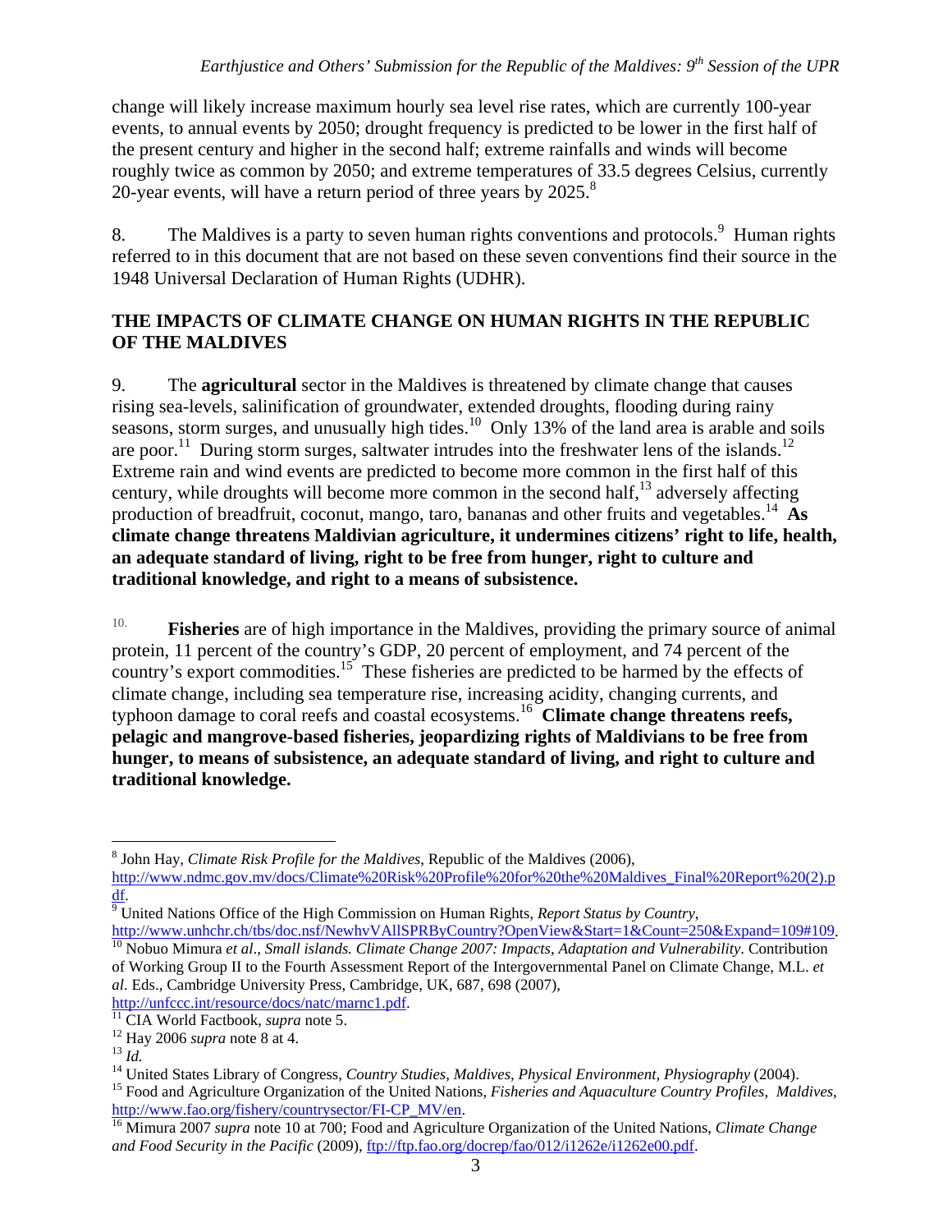change will likely increase maximum hourly sea level rise rates, which are currently 100-year events, to annual events by 2050; drought frequency is predicted to be lower in the first half of the present century and higher in the second half; extreme rainfalls and winds will become roughly twice as common by 2050; and extreme temperatures of 33.5 degrees Celsius, currently 20-year events, will have a return period of three years by 2025.[8]

8. The Maldives is a party to seven human rights conventions and protocols.[9] Human rights referred to in this document that are not based on these seven conventions find their source in the 1948 Universal Declaration of Human Rights (UDHR).

## THE IMPACTS OF CLIMATE CHANGE ON HUMAN RIGHTS IN THE REPUBLIC OF THE MALDIVES

9. The **agricultural** sector in the Maldives is threatened by climate change that causes rising sea-levels, salinification of groundwater, extended droughts, flooding during rainy seasons, storm surges, and unusually high tides.[10] Only 13% of the land area is arable and soils are poor.[11] During storm surges, saltwater intrudes into the freshwater lens of the islands.[12] Extreme rain and wind events are predicted to become more common in the first half of this century, while droughts will become more common in the second half,[13] adversely affecting production of breadfruit, coconut, mango, taro, bananas and other fruits and vegetables.[14] **As climate change threatens Maldivian agriculture, it undermines citizens' right to life, health, an adequate standard of living, right to be free from hunger, right to culture and traditional knowledge, and right to a means of subsistence.**

10. **Fisheries** are of high importance in the Maldives, providing the primary source of animal protein, 11 percent of the country's GDP, 20 percent of employment, and 74 percent of the country's export commodities.[15] These fisheries are predicted to be harmed by the effects of climate change, including sea temperature rise, increasing acidity, changing currents, and typhoon damage to coral reefs and coastal ecosystems.[16] **Climate change threatens reefs, pelagic and mangrove-based fisheries, jeopardizing rights of Maldivians to be free from hunger, to means of subsistence, an adequate standard of living, and right to culture and traditional knowledge.**

---

[8] John Hay, *Climate Risk Profile for the Maldives*, Republic of the Maldives (2006), http://www.ndmc.gov.mv/docs/Climate%20Risk%20Profile%20for%20the%20Maldives_Final%20Report%20(2).pdf.

[9] United Nations Office of the High Commission on Human Rights, *Report Status by Country*, http://www.unhchr.ch/tbs/doc.nsf/NewhvVAllSPRByCountry?OpenView&Start=1&Count=250&Expand=109#109.

[10] Nobuo Mimura *et al*., *Small islands. Climate Change 2007: Impacts, Adaptation and Vulnerability*. Contribution of Working Group II to the Fourth Assessment Report of the Intergovernmental Panel on Climate Change, M.L. *et al*. Eds., Cambridge University Press, Cambridge, UK, 687, 698 (2007), http://unfccc.int/resource/docs/natc/marnc1.pdf.

[11] CIA World Factbook, *supra* note 5.

[12] Hay 2006 *supra* note 8 at 4.

[13] *Id.*

[14] United States Library of Congress, *Country Studies, Maldives, Physical Environment, Physiography* (2004).

[15] Food and Agriculture Organization of the United Nations, *Fisheries and Aquaculture Country Profiles, Maldives*, http://www.fao.org/fishery/countrysector/FI-CP_MV/en.

[16] Mimura 2007 *supra* note 10 at 700; Food and Agriculture Organization of the United Nations, *Climate Change and Food Security in the Pacific* (2009), ftp://ftp.fao.org/docrep/fao/012/i1262e/i1262e00.pdf.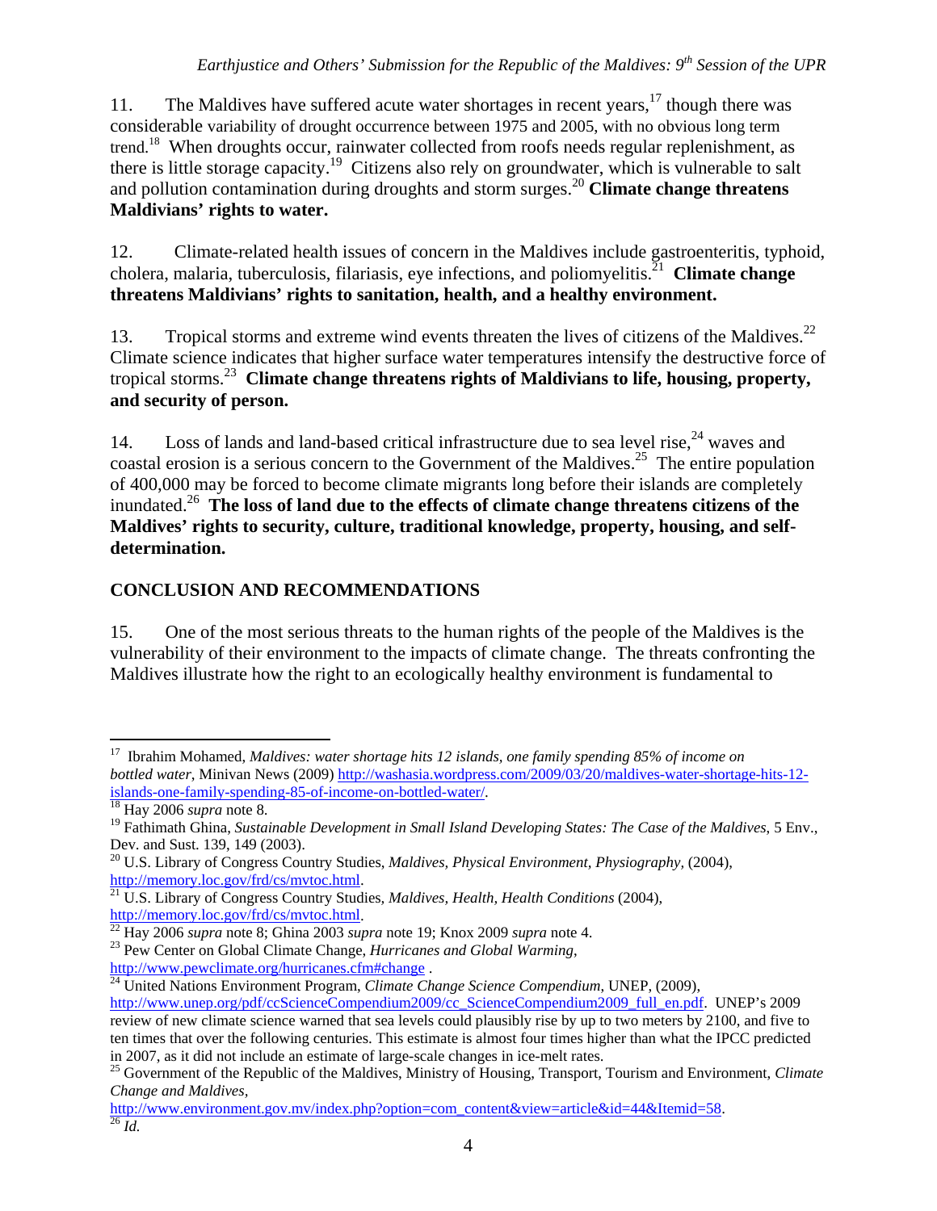11. The Maldives have suffered acute water shortages in recent years,[17] though there was considerable variability of drought occurrence between 1975 and 2005, with no obvious long term trend.[18] When droughts occur, rainwater collected from roofs needs regular replenishment, as there is little storage capacity.[19] Citizens also rely on groundwater, which is vulnerable to salt and pollution contamination during droughts and storm surges.[20] **Climate change threatens Maldivians' rights to water.**

12. Climate-related health issues of concern in the Maldives include gastroenteritis, typhoid, cholera, malaria, tuberculosis, filariasis, eye infections, and poliomyelitis.[21] **Climate change threatens Maldivians' rights to sanitation, health, and a healthy environment.**

13. Tropical storms and extreme wind events threaten the lives of citizens of the Maldives.[22] Climate science indicates that higher surface water temperatures intensify the destructive force of tropical storms.[23] **Climate change threatens rights of Maldivians to life, housing, property, and security of person.**

14. Loss of lands and land-based critical infrastructure due to sea level rise,[24] waves and coastal erosion is a serious concern to the Government of the Maldives.[25] The entire population of 400,000 may be forced to become climate migrants long before their islands are completely inundated.[26] **The loss of land due to the effects of climate change threatens citizens of the Maldives' rights to security, culture, traditional knowledge, property, housing, and self-determination.**

## CONCLUSION AND RECOMMENDATIONS

15. One of the most serious threats to the human rights of the people of the Maldives is the vulnerability of their environment to the impacts of climate change. The threats confronting the Maldives illustrate how the right to an ecologically healthy environment is fundamental to

---

[17] Ibrahim Mohamed, *Maldives: water shortage hits 12 islands, one family spending 85% of income on bottled water*, Minivan News (2009) http://washasia.wordpress.com/2009/03/20/maldives-water-shortage-hits-12-islands-one-family-spending-85-of-income-on-bottled-water/.

[18] Hay 2006 *supra* note 8.

[19] Fathimath Ghina, *Sustainable Development in Small Island Developing States: The Case of the Maldives*, 5 Env., Dev. and Sust. 139, 149 (2003).

[20] U.S. Library of Congress Country Studies, *Maldives, Physical Environment, Physiography*, (2004), http://memory.loc.gov/frd/cs/mvtoc.html.

[21] U.S. Library of Congress Country Studies, *Maldives, Health, Health Conditions* (2004), http://memory.loc.gov/frd/cs/mvtoc.html.

[22] Hay 2006 *supra* note 8; Ghina 2003 *supra* note 19; Knox 2009 *supra* note 4.

[23] Pew Center on Global Climate Change, *Hurricanes and Global Warming*, http://www.pewclimate.org/hurricanes.cfm#change .

[24] United Nations Environment Program, *Climate Change Science Compendium*, UNEP, (2009), http://www.unep.org/pdf/ccScienceCompendium2009/cc_ScienceCompendium2009_full_en.pdf. UNEP's 2009 review of new climate science warned that sea levels could plausibly rise by up to two meters by 2100, and five to ten times that over the following centuries. This estimate is almost four times higher than what the IPCC predicted in 2007, as it did not include an estimate of large-scale changes in ice-melt rates.

[25] Government of the Republic of the Maldives, Ministry of Housing, Transport, Tourism and Environment, *Climate Change and Maldives*, http://www.environment.gov.mv/index.php?option=com_content&view=article&id=44&Itemid=58.

[26] *Id.*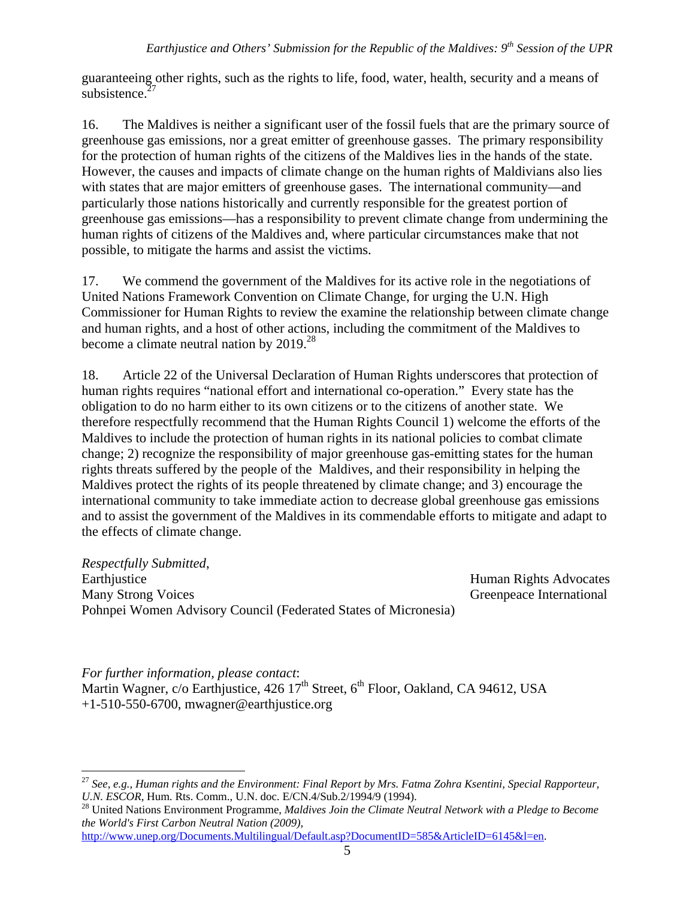guaranteeing other rights, such as the rights to life, food, water, health, security and a means of subsistence.[27]

16. The Maldives is neither a significant user of the fossil fuels that are the primary source of greenhouse gas emissions, nor a great emitter of greenhouse gasses. The primary responsibility for the protection of human rights of the citizens of the Maldives lies in the hands of the state. However, the causes and impacts of climate change on the human rights of Maldivians also lies with states that are major emitters of greenhouse gases. The international community—and particularly those nations historically and currently responsible for the greatest portion of greenhouse gas emissions—has a responsibility to prevent climate change from undermining the human rights of citizens of the Maldives and, where particular circumstances make that not possible, to mitigate the harms and assist the victims.

17. We commend the government of the Maldives for its active role in the negotiations of United Nations Framework Convention on Climate Change, for urging the U.N. High Commissioner for Human Rights to review the examine the relationship between climate change and human rights, and a host of other actions, including the commitment of the Maldives to become a climate neutral nation by 2019.[28]

18. Article 22 of the Universal Declaration of Human Rights underscores that protection of human rights requires "national effort and international co-operation." Every state has the obligation to do no harm either to its own citizens or to the citizens of another state. We therefore respectfully recommend that the Human Rights Council 1) welcome the efforts of the Maldives to include the protection of human rights in its national policies to combat climate change; 2) recognize the responsibility of major greenhouse gas-emitting states for the human rights threats suffered by the people of the Maldives, and their responsibility in helping the Maldives protect the rights of its people threatened by climate change; and 3) encourage the international community to take immediate action to decrease global greenhouse gas emissions and to assist the government of the Maldives in its commendable efforts to mitigate and adapt to the effects of climate change.

*Respectfully Submitted*,

Earthjustice
Many Strong Voices
Pohnpei Women Advisory Council (Federated States of Micronesia)
Human Rights Advocates
Greenpeace International

*For further information, please contact*:
Martin Wagner, c/o Earthjustice, 426 17th Street, 6th Floor, Oakland, CA 94612, USA
+1-510-550-6700, mwagner@earthjustice.org

---

[27] *See, e.g.*, *Human rights and the Environment: Final Report by Mrs. Fatma Zohra Ksentini, Special Rapporteur, U.N. ESCOR*, Hum. Rts. Comm., U.N. doc. E/CN.4/Sub.2/1994/9 (1994).

[28] United Nations Environment Programme, *Maldives Join the Climate Neutral Network with a Pledge to Become the World's First Carbon Neutral Nation (2009)*, http://www.unep.org/Documents.Multilingual/Default.asp?DocumentID=585&ArticleID=6145&l=en.